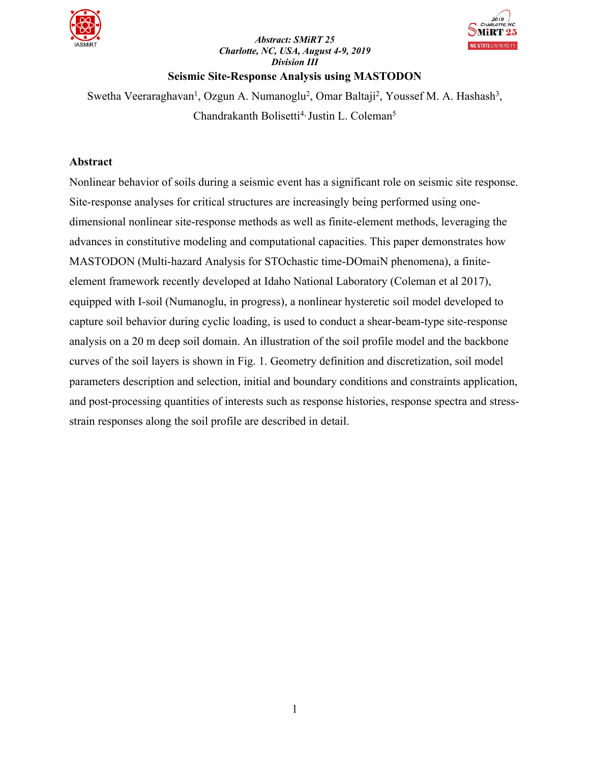*Abstract: SMiRT 25*
*Charlotte, NC, USA, August 4-9, 2019*
*Division III*

# Seismic Site-Response Analysis using MASTODON

Swetha Veeraraghavan[1], Ozgun A. Numanoglu[2], Omar Baltaji[2], Youssef M. A. Hashash[3], Chandrakanth Bolisetti[4], Justin L. Coleman[5]

## Abstract

Nonlinear behavior of soils during a seismic event has a significant role on seismic site response. Site-response analyses for critical structures are increasingly being performed using one-dimensional nonlinear site-response methods as well as finite-element methods, leveraging the advances in constitutive modeling and computational capacities. This paper demonstrates how MASTODON (Multi-hazard Analysis for STOchastic time-DOmaiN phenomena), a finite-element framework recently developed at Idaho National Laboratory (Coleman et al 2017), equipped with I-soil (Numanoglu, in progress), a nonlinear hysteretic soil model developed to capture soil behavior during cyclic loading, is used to conduct a shear-beam-type site-response analysis on a 20 m deep soil domain. An illustration of the soil profile model and the backbone curves of the soil layers is shown in Fig. 1. Geometry definition and discretization, soil model parameters description and selection, initial and boundary conditions and constraints application, and post-processing quantities of interests such as response histories, response spectra and stress-strain responses along the soil profile are described in detail.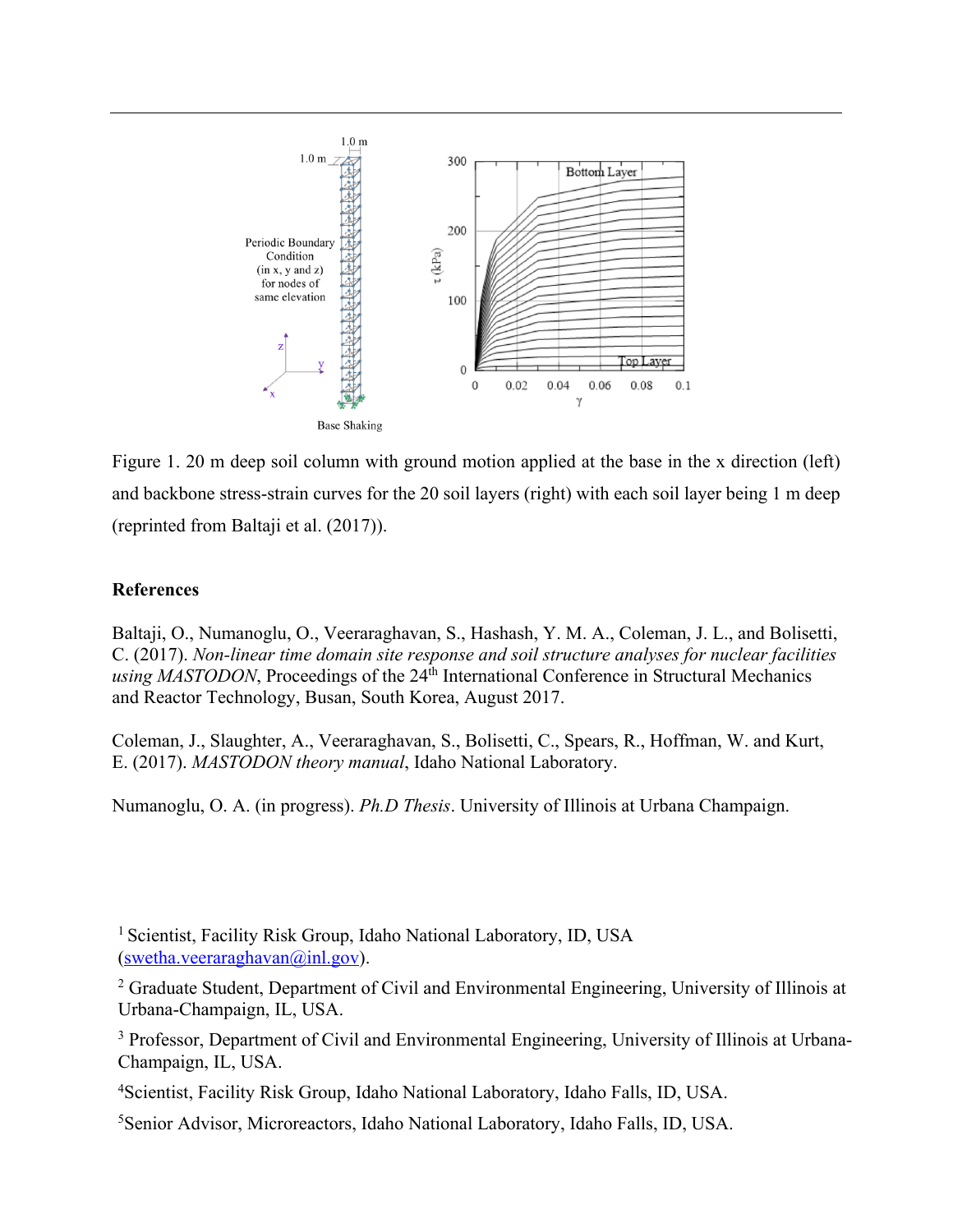1.0 m

1.0 m

Periodic Boundary Condition (in x, y and z) for nodes of same elevation

z

y

x

Base Shaking

300

Bottom Layer

200

τ (kPa)

100

Top Layer

0

0 0.02 0.04 0.06 0.08 0.1

γ

Figure 1. 20 m deep soil column with ground motion applied at the base in the x direction (left) and backbone stress-strain curves for the 20 soil layers (right) with each soil layer being 1 m deep (reprinted from Baltaji et al. (2017)).

## References

Baltaji, O., Numanoglu, O., Veeraraghavan, S., Hashash, Y. M. A., Coleman, J. L., and Bolisetti, C. (2017). *Non-linear time domain site response and soil structure analyses for nuclear facilities using MASTODON*, Proceedings of the 24th International Conference in Structural Mechanics and Reactor Technology, Busan, South Korea, August 2017.

Coleman, J., Slaughter, A., Veeraraghavan, S., Bolisetti, C., Spears, R., Hoffman, W. and Kurt, E. (2017). *MASTODON theory manual*, Idaho National Laboratory.

Numanoglu, O. A. (in progress). *Ph.D Thesis*. University of Illinois at Urbana Champaign.

[1] Scientist, Facility Risk Group, Idaho National Laboratory, ID, USA (swetha.veeraraghavan@inl.gov).

[2] Graduate Student, Department of Civil and Environmental Engineering, University of Illinois at Urbana-Champaign, IL, USA.

[3] Professor, Department of Civil and Environmental Engineering, University of Illinois at Urbana-Champaign, IL, USA.

[4] Scientist, Facility Risk Group, Idaho National Laboratory, Idaho Falls, ID, USA.

[5] Senior Advisor, Microreactors, Idaho National Laboratory, Idaho Falls, ID, USA.